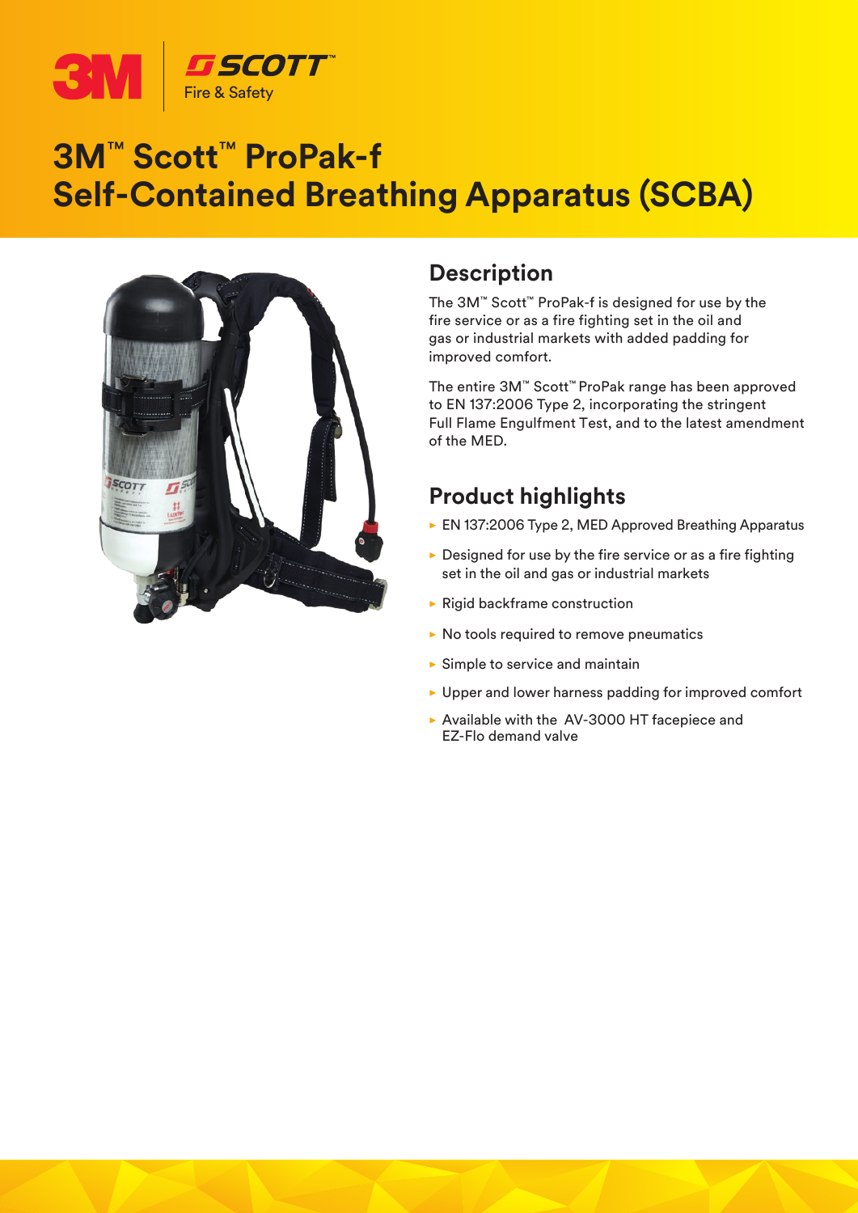# 3M™ Scott™ ProPak-f Self-Contained Breathing Apparatus (SCBA)

## Description

The 3M™ Scott™ ProPak-f is designed for use by the fire service or as a fire fighting set in the oil and gas or industrial markets with added padding for improved comfort.

The entire 3M™ Scott™ ProPak range has been approved to EN 137:2006 Type 2, incorporating the stringent Full Flame Engulfment Test, and to the latest amendment of the MED.

## Product highlights

- EN 137:2006 Type 2, MED Approved Breathing Apparatus
- Designed for use by the fire service or as a fire fighting set in the oil and gas or industrial markets
- Rigid backframe construction
- No tools required to remove pneumatics
- Simple to service and maintain
- Upper and lower harness padding for improved comfort
- Available with the AV-3000 HT facepiece and EZ-Flo demand valve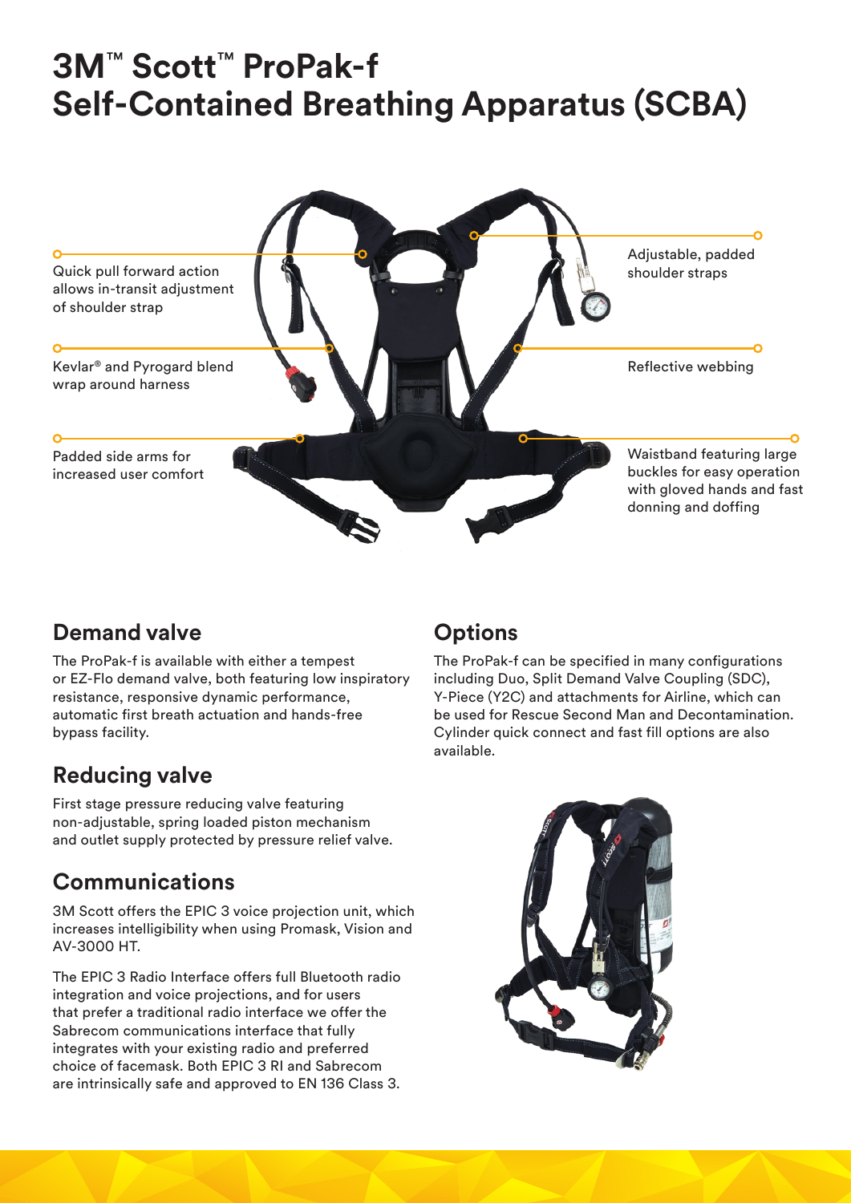# 3M™ Scott™ ProPak-f Self-Contained Breathing Apparatus (SCBA)

Quick pull forward action allows in-transit adjustment of shoulder strap

Kevlar® and Pyrogard blend wrap around harness

Padded side arms for increased user comfort

Adjustable, padded shoulder straps

Reflective webbing

Waistband featuring large buckles for easy operation with gloved hands and fast donning and doffing

## Demand valve

The ProPak-f is available with either a tempest or EZ-Flo demand valve, both featuring low inspiratory resistance, responsive dynamic performance, automatic first breath actuation and hands-free bypass facility.

## Reducing valve

First stage pressure reducing valve featuring non-adjustable, spring loaded piston mechanism and outlet supply protected by pressure relief valve.

## Communications

3M Scott offers the EPIC 3 voice projection unit, which increases intelligibility when using Promask, Vision and AV-3000 HT.

The EPIC 3 Radio Interface offers full Bluetooth radio integration and voice projections, and for users that prefer a traditional radio interface we offer the Sabrecom communications interface that fully integrates with your existing radio and preferred choice of facemask. Both EPIC 3 RI and Sabrecom are intrinsically safe and approved to EN 136 Class 3.

## Options

The ProPak-f can be specified in many configurations including Duo, Split Demand Valve Coupling (SDC), Y-Piece (Y2C) and attachments for Airline, which can be used for Rescue Second Man and Decontamination. Cylinder quick connect and fast fill options are also available.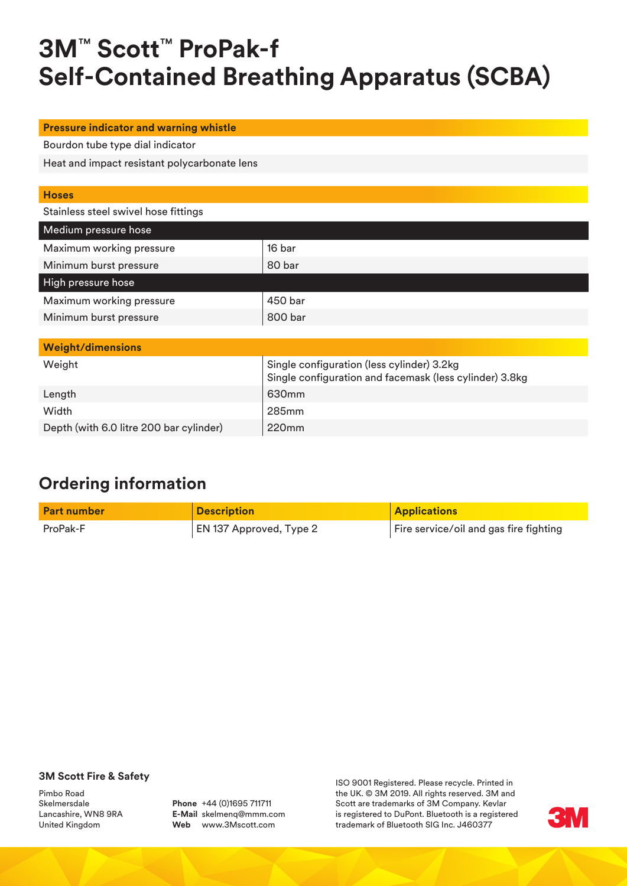# 3M™ Scott™ ProPak-f Self-Contained Breathing Apparatus (SCBA)

| Pressure indicator and warning whistle | |
|---|---|
| Bourdon tube type dial indicator | |
| Heat and impact resistant polycarbonate lens | |

| Hoses | |
|---|---|
| Stainless steel swivel hose fittings | |
| **Medium pressure hose** | |
| Maximum working pressure | 16 bar |
| Minimum burst pressure | 80 bar |
| **High pressure hose** | |
| Maximum working pressure | 450 bar |
| Minimum burst pressure | 800 bar |

| Weight/dimensions | |
|---|---|
| Weight | Single configuration (less cylinder) 3.2kg<br>Single configuration and facemask (less cylinder) 3.8kg |
| Length | 630mm |
| Width | 285mm |
| Depth (with 6.0 litre 200 bar cylinder) | 220mm |

## Ordering information

| Part number | Description | Applications |
|---|---|---|
| ProPak-F | EN 137 Approved, Type 2 | Fire service/oil and gas fire fighting |

**3M Scott Fire & Safety**

Pimbo Road
Skelmersdale
Lancashire, WN8 9RA
United Kingdom

**Phone** +44 (0)1695 711711
**E-Mail** skelmenq@mmm.com
**Web** www.3Mscott.com

ISO 9001 Registered. Please recycle. Printed in the UK. © 3M 2019. All rights reserved. 3M and Scott are trademarks of 3M Company. Kevlar is registered to DuPont. Bluetooth is a registered trademark of Bluetooth SIG Inc. J460377